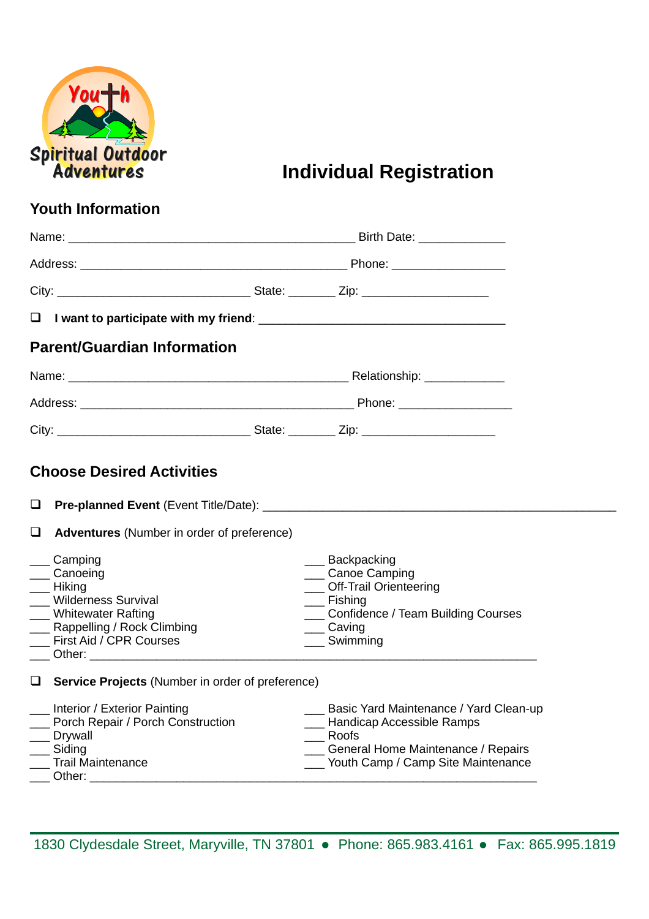Youth Spiritual Outdoor Adventures

# Individual Registration

## Youth Information

Name: ___________________________________________ Birth Date: _____________

Address: ________________________________________ Phone: _________________

City: _____________________________ State: _______ Zip: ___________________

❑ **I want to participate with my friend**: _____________________________________

## Parent/Guardian Information

Name: __________________________________________ Relationship: ____________

Address: ___________________________________________ Phone: _________________

City: _____________________________ State: _______ Zip: ____________________

## Choose Desired Activities

❑ **Pre-planned Event** (Event Title/Date): _____________________________________________________

❑ **Adventures** (Number in order of preference)

___ Camping
___ Canoeing
___ Hiking
___ Wilderness Survival
___ Whitewater Rafting
___ Rappelling / Rock Climbing
___ First Aid / CPR Courses
___ Backpacking
___ Canoe Camping
___ Off-Trail Orienteering
___ Fishing
___ Confidence / Team Building Courses
___ Caving
___ Swimming
___ Other: ____________________________________________________________________

❑ **Service Projects** (Number in order of preference)

___ Interior / Exterior Painting
___ Porch Repair / Porch Construction
___ Drywall
___ Siding
___ Trail Maintenance
___ Basic Yard Maintenance / Yard Clean-up
___ Handicap Accessible Ramps
___ Roofs
___ General Home Maintenance / Repairs
___ Youth Camp / Camp Site Maintenance
___ Other: ____________________________________________________________________

1830 Clydesdale Street, Maryville, TN 37801 • Phone: 865.983.4161 • Fax: 865.995.1819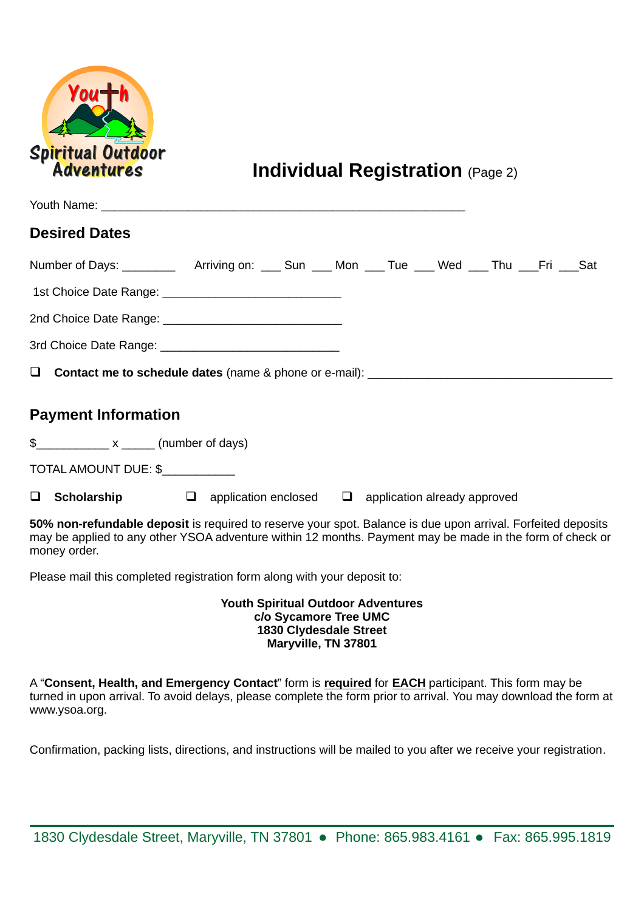Youth Spiritual Outdoor Adventures

# Individual Registration (Page 2)

Youth Name: ________________________________________________________

## Desired Dates

Number of Days: ________ Arriving on: ___ Sun ___ Mon ___ Tue ___ Wed ___ Thu ___Fri ___Sat

1st Choice Date Range: ___________________________

2nd Choice Date Range: ___________________________

3rd Choice Date Range: ___________________________

❑ **Contact me to schedule dates** (name & phone or e-mail): _____________________________________

## Payment Information

$___________ x _____ (number of days)

TOTAL AMOUNT DUE: $___________

❑ **Scholarship** ❑ application enclosed ❑ application already approved

**50% non-refundable deposit** is required to reserve your spot. Balance is due upon arrival. Forfeited deposits may be applied to any other YSOA adventure within 12 months. Payment may be made in the form of check or money order.

Please mail this completed registration form along with your deposit to:

**Youth Spiritual Outdoor Adventures**
**c/o Sycamore Tree UMC**
**1830 Clydesdale Street**
**Maryville, TN 37801**

A "**Consent, Health, and Emergency Contact**" form is **required** for **EACH** participant. This form may be turned in upon arrival. To avoid delays, please complete the form prior to arrival. You may download the form at www.ysoa.org.

Confirmation, packing lists, directions, and instructions will be mailed to you after we receive your registration.

1830 Clydesdale Street, Maryville, TN 37801 ● Phone: 865.983.4161 ● Fax: 865.995.1819